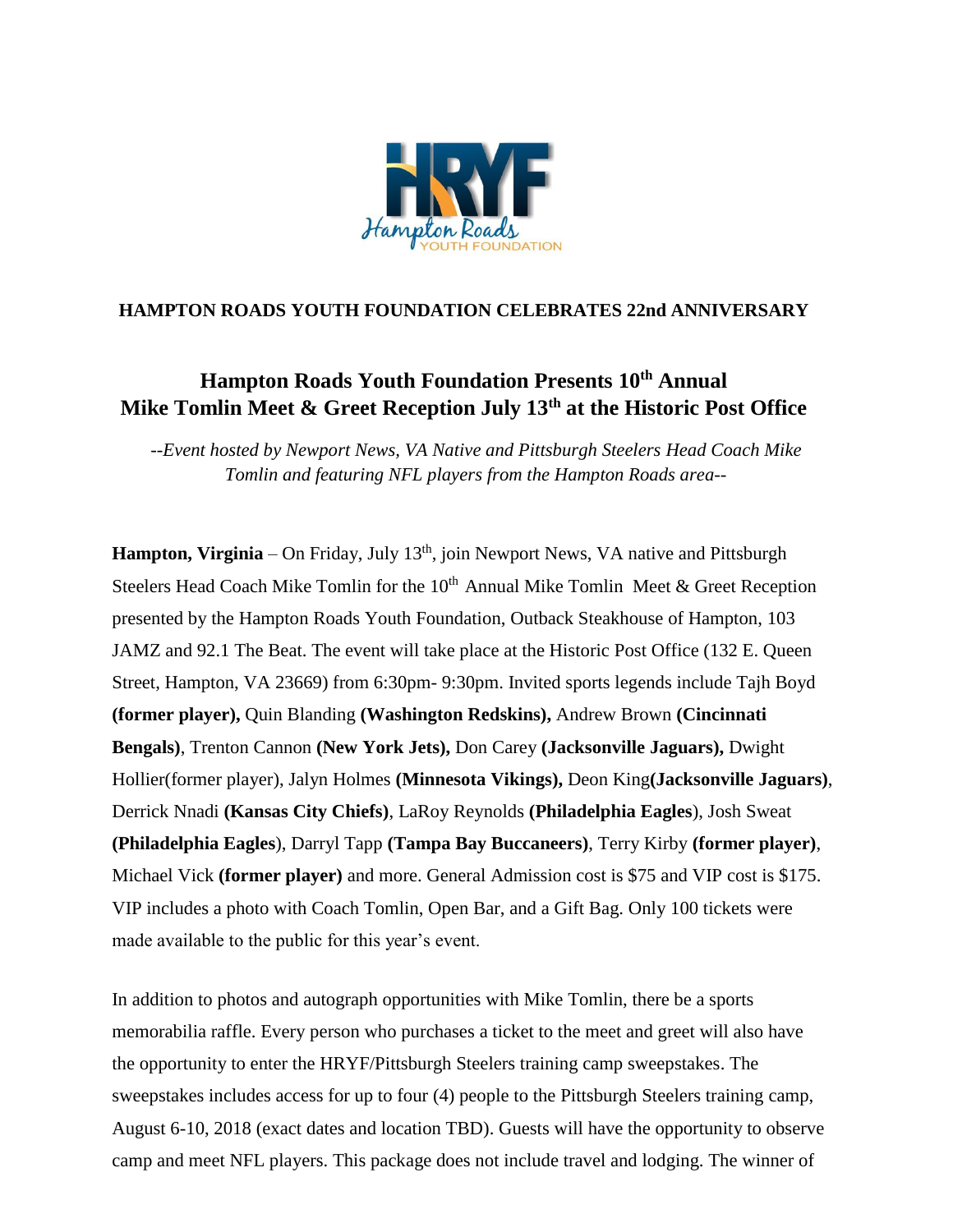**HAMPTON ROADS YOUTH FOUNDATION CELEBRATES 22nd ANNIVERSARY**

## Hampton Roads Youth Foundation Presents 10th Annual Mike Tomlin Meet & Greet Reception July 13th at the Historic Post Office

*--Event hosted by Newport News, VA Native and Pittsburgh Steelers Head Coach Mike Tomlin and featuring NFL players from the Hampton Roads area--*

**Hampton, Virginia** – On Friday, July 13th, join Newport News, VA native and Pittsburgh Steelers Head Coach Mike Tomlin for the 10th Annual Mike Tomlin Meet & Greet Reception presented by the Hampton Roads Youth Foundation, Outback Steakhouse of Hampton, 103 JAMZ and 92.1 The Beat. The event will take place at the Historic Post Office (132 E. Queen Street, Hampton, VA 23669) from 6:30pm- 9:30pm. Invited sports legends include Tajh Boyd **(former player),** Quin Blanding **(Washington Redskins),** Andrew Brown **(Cincinnati Bengals)**, Trenton Cannon **(New York Jets),** Don Carey **(Jacksonville Jaguars),** Dwight Hollier(former player), Jalyn Holmes **(Minnesota Vikings),** Deon King**(Jacksonville Jaguars)**, Derrick Nnadi **(Kansas City Chiefs)**, LaRoy Reynolds **(Philadelphia Eagles**), Josh Sweat **(Philadelphia Eagles**), Darryl Tapp **(Tampa Bay Buccaneers)**, Terry Kirby **(former player)**, Michael Vick **(former player)** and more. General Admission cost is $75 and VIP cost is $175. VIP includes a photo with Coach Tomlin, Open Bar, and a Gift Bag. Only 100 tickets were made available to the public for this year's event.

In addition to photos and autograph opportunities with Mike Tomlin, there be a sports memorabilia raffle. Every person who purchases a ticket to the meet and greet will also have the opportunity to enter the HRYF/Pittsburgh Steelers training camp sweepstakes. The sweepstakes includes access for up to four (4) people to the Pittsburgh Steelers training camp, August 6-10, 2018 (exact dates and location TBD). Guests will have the opportunity to observe camp and meet NFL players. This package does not include travel and lodging. The winner of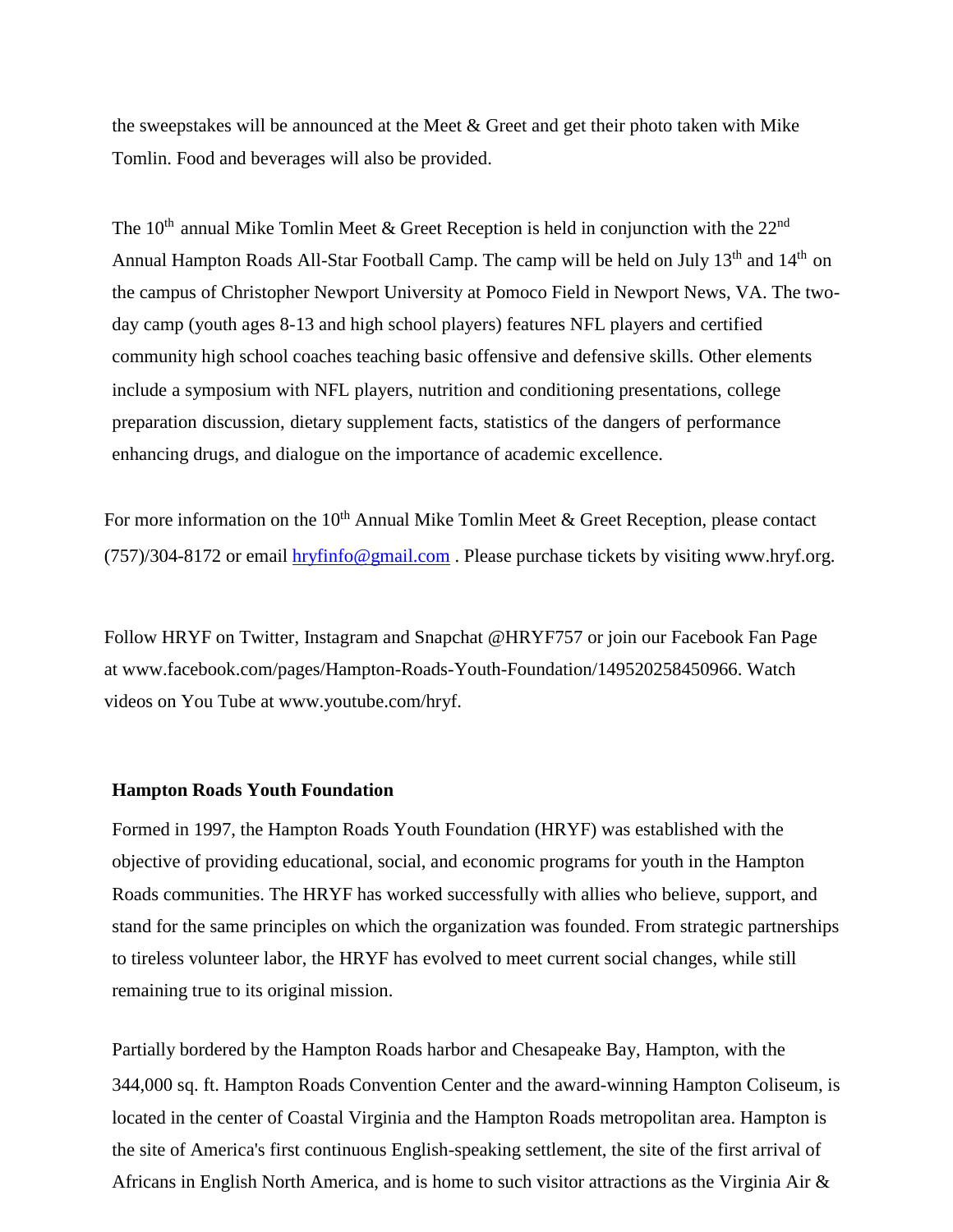the sweepstakes will be announced at the Meet & Greet and get their photo taken with Mike Tomlin. Food and beverages will also be provided.

The 10th annual Mike Tomlin Meet & Greet Reception is held in conjunction with the 22nd Annual Hampton Roads All-Star Football Camp. The camp will be held on July 13th and 14th on the campus of Christopher Newport University at Pomoco Field in Newport News, VA. The two-day camp (youth ages 8-13 and high school players) features NFL players and certified community high school coaches teaching basic offensive and defensive skills. Other elements include a symposium with NFL players, nutrition and conditioning presentations, college preparation discussion, dietary supplement facts, statistics of the dangers of performance enhancing drugs, and dialogue on the importance of academic excellence.

For more information on the 10th Annual Mike Tomlin Meet & Greet Reception, please contact (757)/304-8172 or email [hryfinfo@gmail.com](mailto:hryfinfo@gmail.com) . Please purchase tickets by visiting www.hryf.org.

Follow HRYF on Twitter, Instagram and Snapchat @HRYF757 or join our Facebook Fan Page at www.facebook.com/pages/Hampton-Roads-Youth-Foundation/149520258450966. Watch videos on You Tube at www.youtube.com/hryf.

**Hampton Roads Youth Foundation**

Formed in 1997, the Hampton Roads Youth Foundation (HRYF) was established with the objective of providing educational, social, and economic programs for youth in the Hampton Roads communities. The HRYF has worked successfully with allies who believe, support, and stand for the same principles on which the organization was founded. From strategic partnerships to tireless volunteer labor, the HRYF has evolved to meet current social changes, while still remaining true to its original mission.

Partially bordered by the Hampton Roads harbor and Chesapeake Bay, Hampton, with the 344,000 sq. ft. Hampton Roads Convention Center and the award-winning Hampton Coliseum, is located in the center of Coastal Virginia and the Hampton Roads metropolitan area. Hampton is the site of America's first continuous English-speaking settlement, the site of the first arrival of Africans in English North America, and is home to such visitor attractions as the Virginia Air &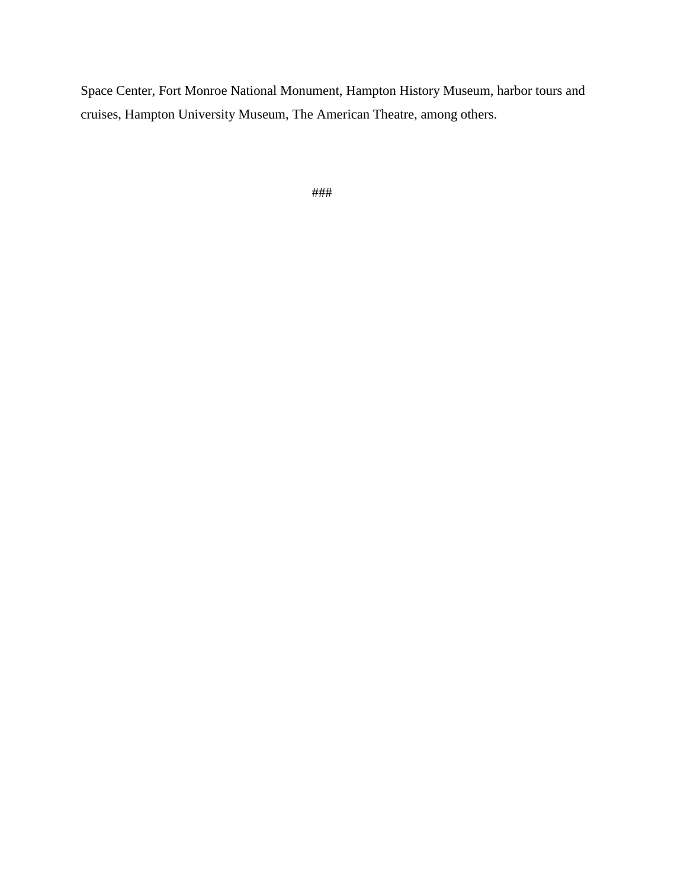Space Center, Fort Monroe National Monument, Hampton History Museum, harbor tours and cruises, Hampton University Museum, The American Theatre, among others.

###